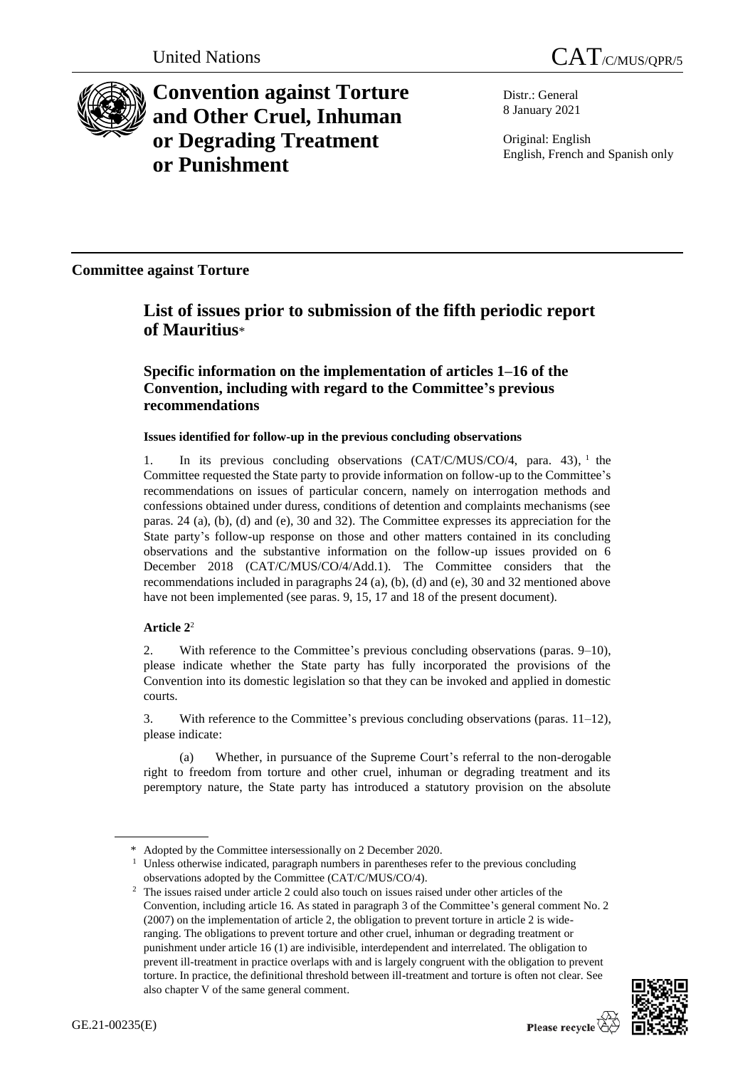United Nations

CAT/C/MUS/QPR/5

# Convention against Torture and Other Cruel, Inhuman or Degrading Treatment or Punishment

Distr.: General
8 January 2021

Original: English
English, French and Spanish only

## Committee against Torture

# List of issues prior to submission of the fifth periodic report of Mauritius*

## Specific information on the implementation of articles 1–16 of the Convention, including with regard to the Committee's previous recommendations

**Issues identified for follow-up in the previous concluding observations**

1. In its previous concluding observations (CAT/C/MUS/CO/4, para. 43),[1] the Committee requested the State party to provide information on follow-up to the Committee's recommendations on issues of particular concern, namely on interrogation methods and confessions obtained under duress, conditions of detention and complaints mechanisms (see paras. 24 (a), (b), (d) and (e), 30 and 32). The Committee expresses its appreciation for the State party's follow-up response on those and other matters contained in its concluding observations and the substantive information on the follow-up issues provided on 6 December 2018 (CAT/C/MUS/CO/4/Add.1). The Committee considers that the recommendations included in paragraphs 24 (a), (b), (d) and (e), 30 and 32 mentioned above have not been implemented (see paras. 9, 15, 17 and 18 of the present document).

**Article 2**[2]

2. With reference to the Committee's previous concluding observations (paras. 9–10), please indicate whether the State party has fully incorporated the provisions of the Convention into its domestic legislation so that they can be invoked and applied in domestic courts.

3. With reference to the Committee's previous concluding observations (paras. 11–12), please indicate:

(a) Whether, in pursuance of the Supreme Court's referral to the non-derogable right to freedom from torture and other cruel, inhuman or degrading treatment and its peremptory nature, the State party has introduced a statutory provision on the absolute

---

\* Adopted by the Committee intersessionally on 2 December 2020.

[1] Unless otherwise indicated, paragraph numbers in parentheses refer to the previous concluding observations adopted by the Committee (CAT/C/MUS/CO/4).

[2] The issues raised under article 2 could also touch on issues raised under other articles of the Convention, including article 16. As stated in paragraph 3 of the Committee's general comment No. 2 (2007) on the implementation of article 2, the obligation to prevent torture in article 2 is wide-ranging. The obligations to prevent torture and other cruel, inhuman or degrading treatment or punishment under article 16 (1) are indivisible, interdependent and interrelated. The obligation to prevent ill-treatment in practice overlaps with and is largely congruent with the obligation to prevent torture. In practice, the definitional threshold between ill-treatment and torture is often not clear. See also chapter V of the same general comment.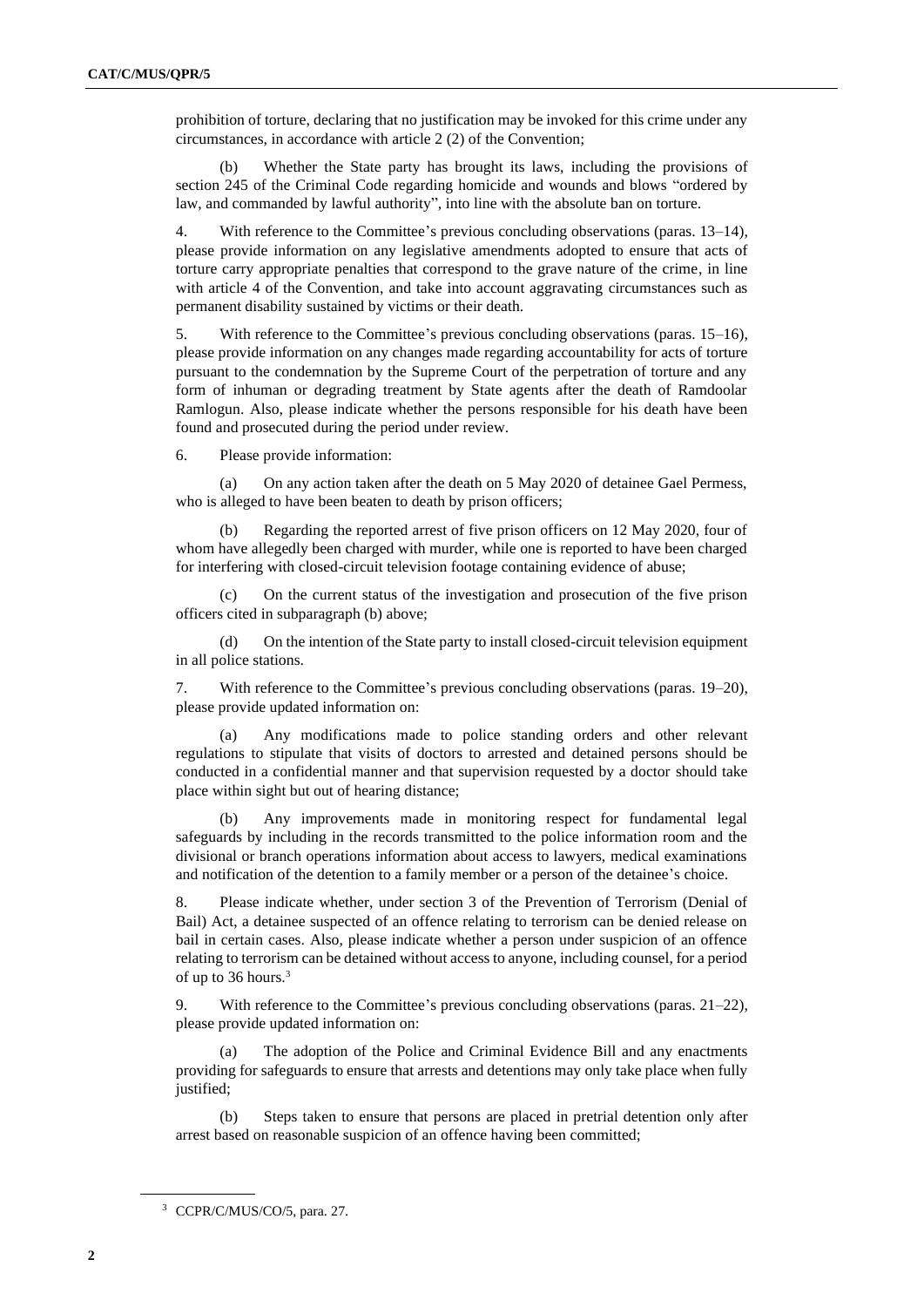prohibition of torture, declaring that no justification may be invoked for this crime under any circumstances, in accordance with article 2 (2) of the Convention;

(b) Whether the State party has brought its laws, including the provisions of section 245 of the Criminal Code regarding homicide and wounds and blows "ordered by law, and commanded by lawful authority", into line with the absolute ban on torture.

4. With reference to the Committee's previous concluding observations (paras. 13–14), please provide information on any legislative amendments adopted to ensure that acts of torture carry appropriate penalties that correspond to the grave nature of the crime, in line with article 4 of the Convention, and take into account aggravating circumstances such as permanent disability sustained by victims or their death.

5. With reference to the Committee's previous concluding observations (paras. 15–16), please provide information on any changes made regarding accountability for acts of torture pursuant to the condemnation by the Supreme Court of the perpetration of torture and any form of inhuman or degrading treatment by State agents after the death of Ramdoolar Ramlogun. Also, please indicate whether the persons responsible for his death have been found and prosecuted during the period under review.

6. Please provide information:

(a) On any action taken after the death on 5 May 2020 of detainee Gael Permess, who is alleged to have been beaten to death by prison officers;

(b) Regarding the reported arrest of five prison officers on 12 May 2020, four of whom have allegedly been charged with murder, while one is reported to have been charged for interfering with closed-circuit television footage containing evidence of abuse;

(c) On the current status of the investigation and prosecution of the five prison officers cited in subparagraph (b) above;

(d) On the intention of the State party to install closed-circuit television equipment in all police stations.

7. With reference to the Committee's previous concluding observations (paras. 19–20), please provide updated information on:

(a) Any modifications made to police standing orders and other relevant regulations to stipulate that visits of doctors to arrested and detained persons should be conducted in a confidential manner and that supervision requested by a doctor should take place within sight but out of hearing distance;

(b) Any improvements made in monitoring respect for fundamental legal safeguards by including in the records transmitted to the police information room and the divisional or branch operations information about access to lawyers, medical examinations and notification of the detention to a family member or a person of the detainee's choice.

8. Please indicate whether, under section 3 of the Prevention of Terrorism (Denial of Bail) Act, a detainee suspected of an offence relating to terrorism can be denied release on bail in certain cases. Also, please indicate whether a person under suspicion of an offence relating to terrorism can be detained without access to anyone, including counsel, for a period of up to 36 hours.[3]

9. With reference to the Committee's previous concluding observations (paras. 21–22), please provide updated information on:

(a) The adoption of the Police and Criminal Evidence Bill and any enactments providing for safeguards to ensure that arrests and detentions may only take place when fully justified;

(b) Steps taken to ensure that persons are placed in pretrial detention only after arrest based on reasonable suspicion of an offence having been committed;

[3] CCPR/C/MUS/CO/5, para. 27.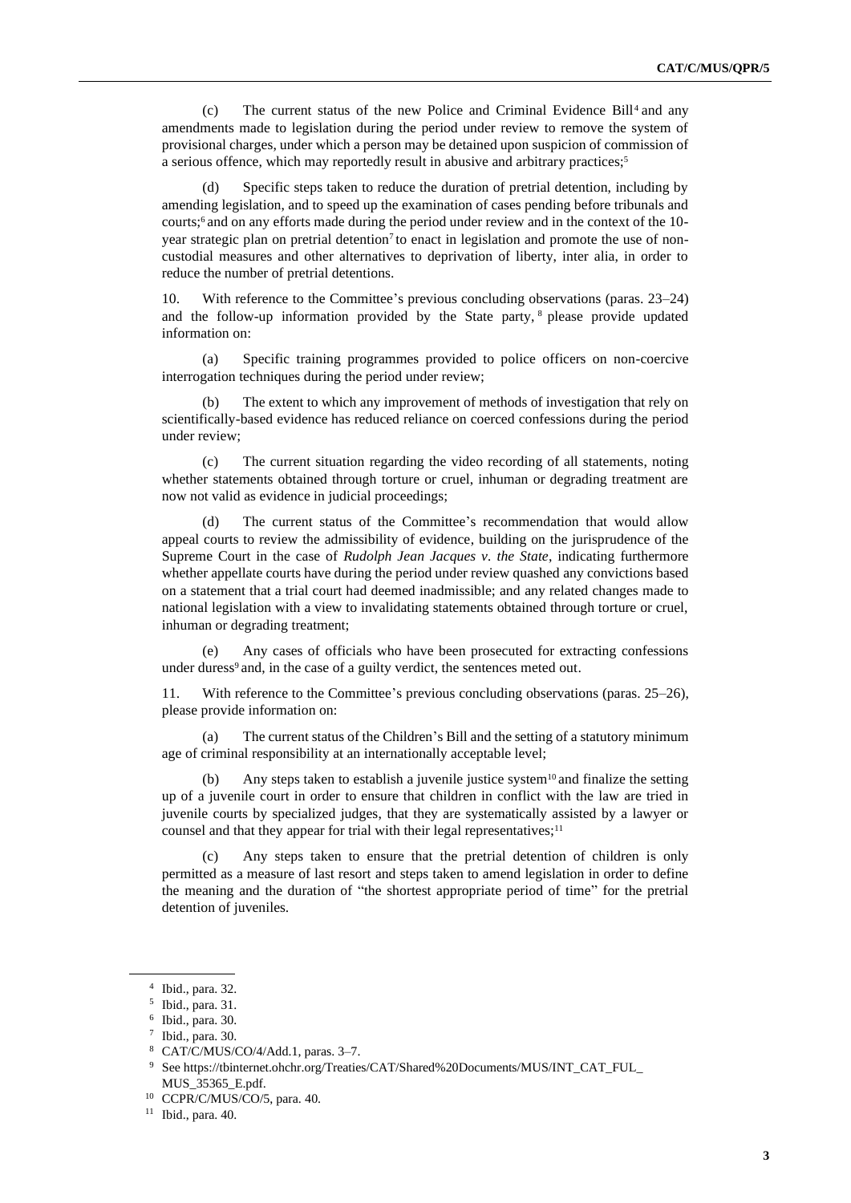(c) The current status of the new Police and Criminal Evidence Bill[4] and any amendments made to legislation during the period under review to remove the system of provisional charges, under which a person may be detained upon suspicion of commission of a serious offence, which may reportedly result in abusive and arbitrary practices;[5]

(d) Specific steps taken to reduce the duration of pretrial detention, including by amending legislation, and to speed up the examination of cases pending before tribunals and courts;[6] and on any efforts made during the period under review and in the context of the 10-year strategic plan on pretrial detention[7] to enact in legislation and promote the use of non-custodial measures and other alternatives to deprivation of liberty, inter alia, in order to reduce the number of pretrial detentions.

10. With reference to the Committee's previous concluding observations (paras. 23–24) and the follow-up information provided by the State party,[8] please provide updated information on:

(a) Specific training programmes provided to police officers on non-coercive interrogation techniques during the period under review;

(b) The extent to which any improvement of methods of investigation that rely on scientifically-based evidence has reduced reliance on coerced confessions during the period under review;

(c) The current situation regarding the video recording of all statements, noting whether statements obtained through torture or cruel, inhuman or degrading treatment are now not valid as evidence in judicial proceedings;

(d) The current status of the Committee's recommendation that would allow appeal courts to review the admissibility of evidence, building on the jurisprudence of the Supreme Court in the case of *Rudolph Jean Jacques v. the State*, indicating furthermore whether appellate courts have during the period under review quashed any convictions based on a statement that a trial court had deemed inadmissible; and any related changes made to national legislation with a view to invalidating statements obtained through torture or cruel, inhuman or degrading treatment;

(e) Any cases of officials who have been prosecuted for extracting confessions under duress[9] and, in the case of a guilty verdict, the sentences meted out.

11. With reference to the Committee's previous concluding observations (paras. 25–26), please provide information on:

(a) The current status of the Children's Bill and the setting of a statutory minimum age of criminal responsibility at an internationally acceptable level;

(b) Any steps taken to establish a juvenile justice system[10] and finalize the setting up of a juvenile court in order to ensure that children in conflict with the law are tried in juvenile courts by specialized judges, that they are systematically assisted by a lawyer or counsel and that they appear for trial with their legal representatives;[11]

(c) Any steps taken to ensure that the pretrial detention of children is only permitted as a measure of last resort and steps taken to amend legislation in order to define the meaning and the duration of "the shortest appropriate period of time" for the pretrial detention of juveniles.

---

[4] Ibid., para. 32.

[5] Ibid., para. 31.

[6] Ibid., para. 30.

[7] Ibid., para. 30.

[8] CAT/C/MUS/CO/4/Add.1, paras. 3–7.

[9] See https://tbinternet.ohchr.org/Treaties/CAT/Shared%20Documents/MUS/INT_CAT_FUL_MUS_35365_E.pdf.

[10] CCPR/C/MUS/CO/5, para. 40.

[11] Ibid., para. 40.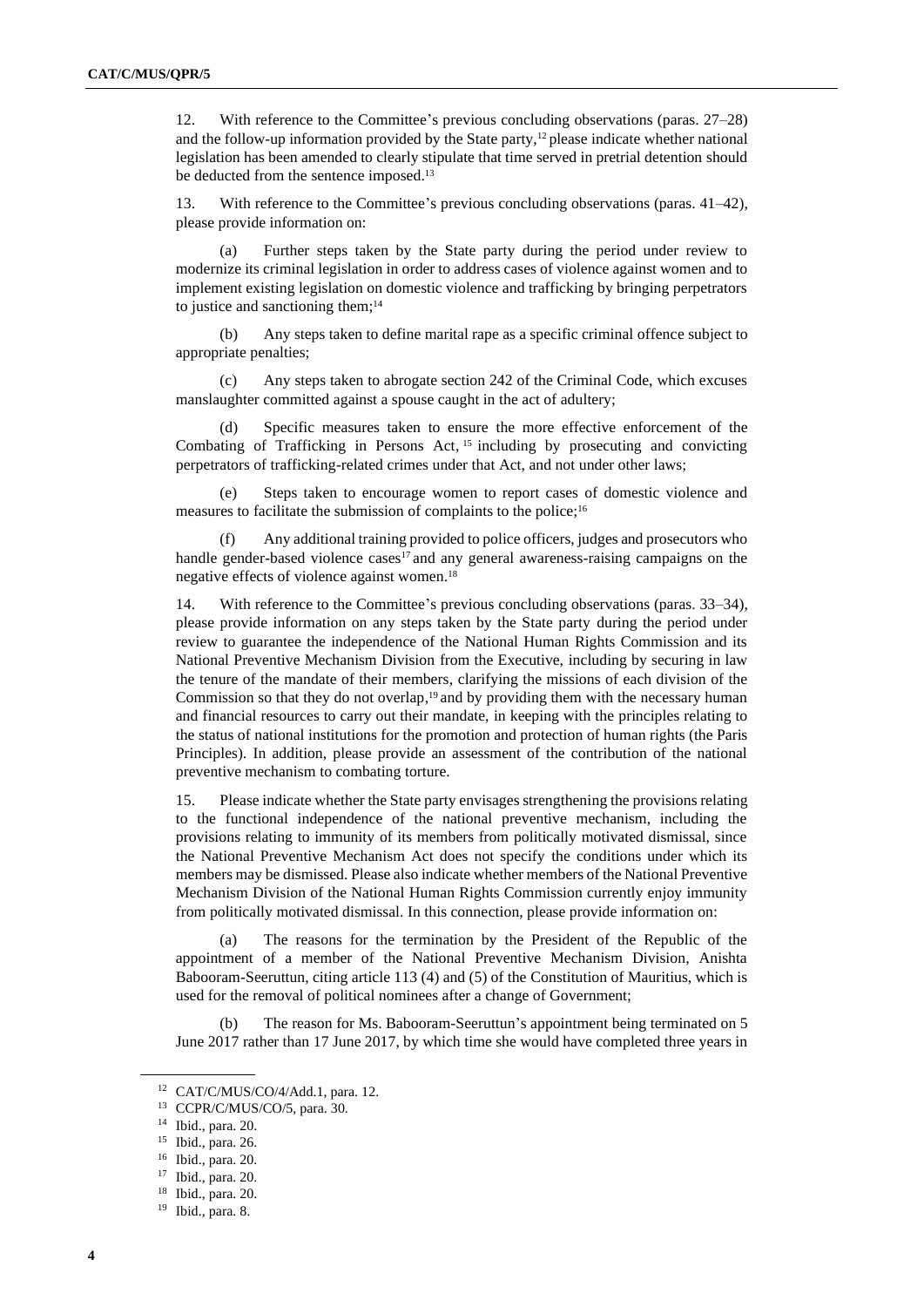12. With reference to the Committee's previous concluding observations (paras. 27–28) and the follow-up information provided by the State party,[12] please indicate whether national legislation has been amended to clearly stipulate that time served in pretrial detention should be deducted from the sentence imposed.[13]

13. With reference to the Committee's previous concluding observations (paras. 41–42), please provide information on:

(a) Further steps taken by the State party during the period under review to modernize its criminal legislation in order to address cases of violence against women and to implement existing legislation on domestic violence and trafficking by bringing perpetrators to justice and sanctioning them;[14]

(b) Any steps taken to define marital rape as a specific criminal offence subject to appropriate penalties;

(c) Any steps taken to abrogate section 242 of the Criminal Code, which excuses manslaughter committed against a spouse caught in the act of adultery;

(d) Specific measures taken to ensure the more effective enforcement of the Combating of Trafficking in Persons Act,[15] including by prosecuting and convicting perpetrators of trafficking-related crimes under that Act, and not under other laws;

(e) Steps taken to encourage women to report cases of domestic violence and measures to facilitate the submission of complaints to the police;[16]

(f) Any additional training provided to police officers, judges and prosecutors who handle gender-based violence cases[17] and any general awareness-raising campaigns on the negative effects of violence against women.[18]

14. With reference to the Committee's previous concluding observations (paras. 33–34), please provide information on any steps taken by the State party during the period under review to guarantee the independence of the National Human Rights Commission and its National Preventive Mechanism Division from the Executive, including by securing in law the tenure of the mandate of their members, clarifying the missions of each division of the Commission so that they do not overlap,[19] and by providing them with the necessary human and financial resources to carry out their mandate, in keeping with the principles relating to the status of national institutions for the promotion and protection of human rights (the Paris Principles). In addition, please provide an assessment of the contribution of the national preventive mechanism to combating torture.

15. Please indicate whether the State party envisages strengthening the provisions relating to the functional independence of the national preventive mechanism, including the provisions relating to immunity of its members from politically motivated dismissal, since the National Preventive Mechanism Act does not specify the conditions under which its members may be dismissed. Please also indicate whether members of the National Preventive Mechanism Division of the National Human Rights Commission currently enjoy immunity from politically motivated dismissal. In this connection, please provide information on:

(a) The reasons for the termination by the President of the Republic of the appointment of a member of the National Preventive Mechanism Division, Anishta Babooram-Seeruttun, citing article 113 (4) and (5) of the Constitution of Mauritius, which is used for the removal of political nominees after a change of Government;

(b) The reason for Ms. Babooram-Seeruttun's appointment being terminated on 5 June 2017 rather than 17 June 2017, by which time she would have completed three years in

---

[12] CAT/C/MUS/CO/4/Add.1, para. 12.

[13] CCPR/C/MUS/CO/5, para. 30.

[14] Ibid., para. 20.

[15] Ibid., para. 26.

[16] Ibid., para. 20.

[17] Ibid., para. 20.

[18] Ibid., para. 20.

[19] Ibid., para. 8.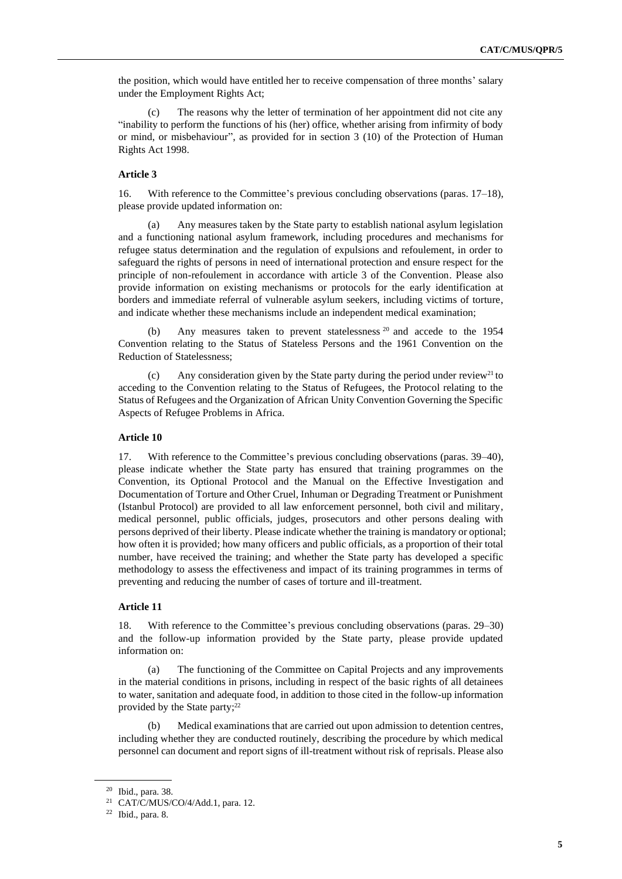the position, which would have entitled her to receive compensation of three months' salary under the Employment Rights Act;

(c) The reasons why the letter of termination of her appointment did not cite any "inability to perform the functions of his (her) office, whether arising from infirmity of body or mind, or misbehaviour", as provided for in section 3 (10) of the Protection of Human Rights Act 1998.

### Article 3

16. With reference to the Committee's previous concluding observations (paras. 17–18), please provide updated information on:

(a) Any measures taken by the State party to establish national asylum legislation and a functioning national asylum framework, including procedures and mechanisms for refugee status determination and the regulation of expulsions and refoulement, in order to safeguard the rights of persons in need of international protection and ensure respect for the principle of non-refoulement in accordance with article 3 of the Convention. Please also provide information on existing mechanisms or protocols for the early identification at borders and immediate referral of vulnerable asylum seekers, including victims of torture, and indicate whether these mechanisms include an independent medical examination;

(b) Any measures taken to prevent statelessness [20] and accede to the 1954 Convention relating to the Status of Stateless Persons and the 1961 Convention on the Reduction of Statelessness;

(c) Any consideration given by the State party during the period under review[21] to acceding to the Convention relating to the Status of Refugees, the Protocol relating to the Status of Refugees and the Organization of African Unity Convention Governing the Specific Aspects of Refugee Problems in Africa.

### Article 10

17. With reference to the Committee's previous concluding observations (paras. 39–40), please indicate whether the State party has ensured that training programmes on the Convention, its Optional Protocol and the Manual on the Effective Investigation and Documentation of Torture and Other Cruel, Inhuman or Degrading Treatment or Punishment (Istanbul Protocol) are provided to all law enforcement personnel, both civil and military, medical personnel, public officials, judges, prosecutors and other persons dealing with persons deprived of their liberty. Please indicate whether the training is mandatory or optional; how often it is provided; how many officers and public officials, as a proportion of their total number, have received the training; and whether the State party has developed a specific methodology to assess the effectiveness and impact of its training programmes in terms of preventing and reducing the number of cases of torture and ill-treatment.

### Article 11

18. With reference to the Committee's previous concluding observations (paras. 29–30) and the follow-up information provided by the State party, please provide updated information on:

(a) The functioning of the Committee on Capital Projects and any improvements in the material conditions in prisons, including in respect of the basic rights of all detainees to water, sanitation and adequate food, in addition to those cited in the follow-up information provided by the State party;[22]

(b) Medical examinations that are carried out upon admission to detention centres, including whether they are conducted routinely, describing the procedure by which medical personnel can document and report signs of ill-treatment without risk of reprisals. Please also

---

[20] Ibid., para. 38.

[21] CAT/C/MUS/CO/4/Add.1, para. 12.

[22] Ibid., para. 8.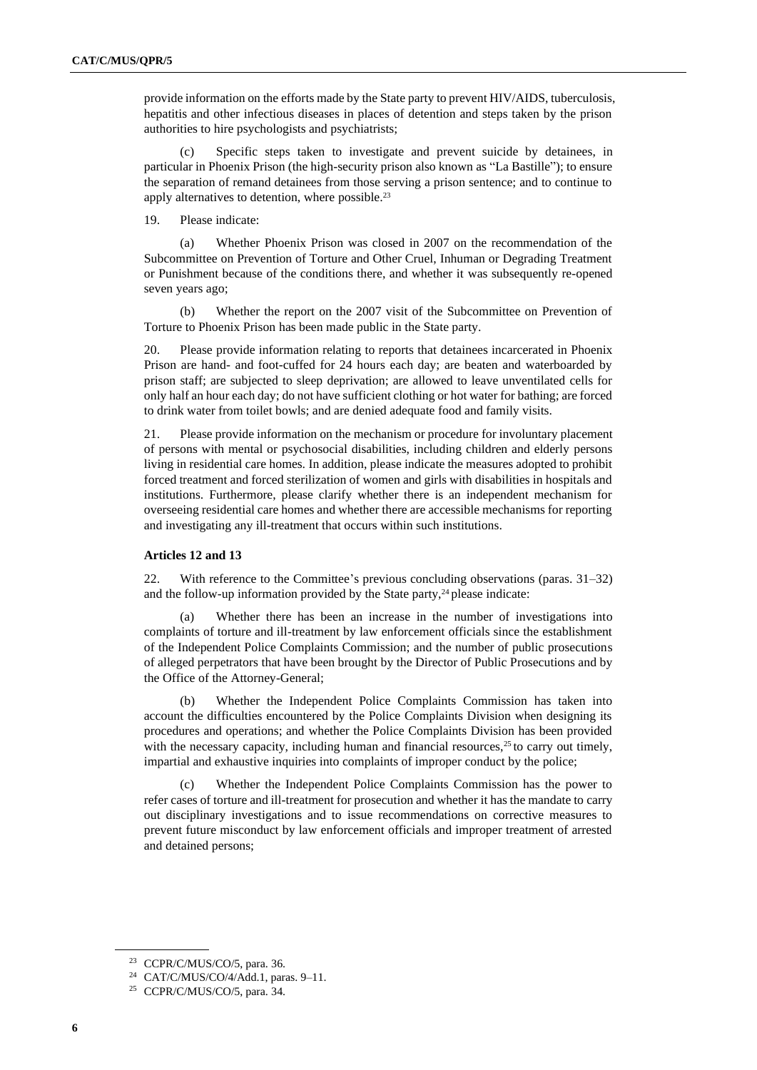provide information on the efforts made by the State party to prevent HIV/AIDS, tuberculosis, hepatitis and other infectious diseases in places of detention and steps taken by the prison authorities to hire psychologists and psychiatrists;

(c) Specific steps taken to investigate and prevent suicide by detainees, in particular in Phoenix Prison (the high-security prison also known as "La Bastille"); to ensure the separation of remand detainees from those serving a prison sentence; and to continue to apply alternatives to detention, where possible.[23]

19. Please indicate:

(a) Whether Phoenix Prison was closed in 2007 on the recommendation of the Subcommittee on Prevention of Torture and Other Cruel, Inhuman or Degrading Treatment or Punishment because of the conditions there, and whether it was subsequently re-opened seven years ago;

(b) Whether the report on the 2007 visit of the Subcommittee on Prevention of Torture to Phoenix Prison has been made public in the State party.

20. Please provide information relating to reports that detainees incarcerated in Phoenix Prison are hand- and foot-cuffed for 24 hours each day; are beaten and waterboarded by prison staff; are subjected to sleep deprivation; are allowed to leave unventilated cells for only half an hour each day; do not have sufficient clothing or hot water for bathing; are forced to drink water from toilet bowls; and are denied adequate food and family visits.

21. Please provide information on the mechanism or procedure for involuntary placement of persons with mental or psychosocial disabilities, including children and elderly persons living in residential care homes. In addition, please indicate the measures adopted to prohibit forced treatment and forced sterilization of women and girls with disabilities in hospitals and institutions. Furthermore, please clarify whether there is an independent mechanism for overseeing residential care homes and whether there are accessible mechanisms for reporting and investigating any ill-treatment that occurs within such institutions.

**Articles 12 and 13**

22. With reference to the Committee's previous concluding observations (paras. 31–32) and the follow-up information provided by the State party,[24] please indicate:

(a) Whether there has been an increase in the number of investigations into complaints of torture and ill-treatment by law enforcement officials since the establishment of the Independent Police Complaints Commission; and the number of public prosecutions of alleged perpetrators that have been brought by the Director of Public Prosecutions and by the Office of the Attorney-General;

(b) Whether the Independent Police Complaints Commission has taken into account the difficulties encountered by the Police Complaints Division when designing its procedures and operations; and whether the Police Complaints Division has been provided with the necessary capacity, including human and financial resources,[25] to carry out timely, impartial and exhaustive inquiries into complaints of improper conduct by the police;

(c) Whether the Independent Police Complaints Commission has the power to refer cases of torture and ill-treatment for prosecution and whether it has the mandate to carry out disciplinary investigations and to issue recommendations on corrective measures to prevent future misconduct by law enforcement officials and improper treatment of arrested and detained persons;

[23] CCPR/C/MUS/CO/5, para. 36.

[24] CAT/C/MUS/CO/4/Add.1, paras. 9–11.

[25] CCPR/C/MUS/CO/5, para. 34.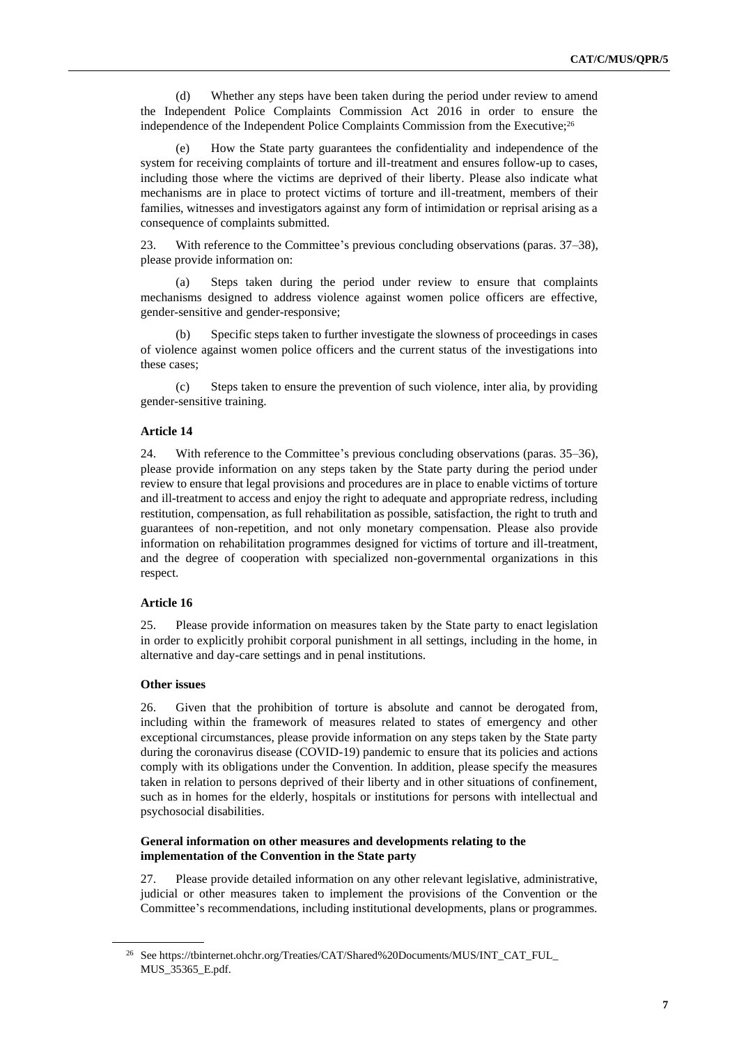(d) Whether any steps have been taken during the period under review to amend the Independent Police Complaints Commission Act 2016 in order to ensure the independence of the Independent Police Complaints Commission from the Executive;[26]

(e) How the State party guarantees the confidentiality and independence of the system for receiving complaints of torture and ill-treatment and ensures follow-up to cases, including those where the victims are deprived of their liberty. Please also indicate what mechanisms are in place to protect victims of torture and ill-treatment, members of their families, witnesses and investigators against any form of intimidation or reprisal arising as a consequence of complaints submitted.

23. With reference to the Committee's previous concluding observations (paras. 37–38), please provide information on:

(a) Steps taken during the period under review to ensure that complaints mechanisms designed to address violence against women police officers are effective, gender-sensitive and gender-responsive;

(b) Specific steps taken to further investigate the slowness of proceedings in cases of violence against women police officers and the current status of the investigations into these cases;

(c) Steps taken to ensure the prevention of such violence, inter alia, by providing gender-sensitive training.

### Article 14

24. With reference to the Committee's previous concluding observations (paras. 35–36), please provide information on any steps taken by the State party during the period under review to ensure that legal provisions and procedures are in place to enable victims of torture and ill-treatment to access and enjoy the right to adequate and appropriate redress, including restitution, compensation, as full rehabilitation as possible, satisfaction, the right to truth and guarantees of non-repetition, and not only monetary compensation. Please also provide information on rehabilitation programmes designed for victims of torture and ill-treatment, and the degree of cooperation with specialized non-governmental organizations in this respect.

### Article 16

25. Please provide information on measures taken by the State party to enact legislation in order to explicitly prohibit corporal punishment in all settings, including in the home, in alternative and day-care settings and in penal institutions.

### Other issues

26. Given that the prohibition of torture is absolute and cannot be derogated from, including within the framework of measures related to states of emergency and other exceptional circumstances, please provide information on any steps taken by the State party during the coronavirus disease (COVID-19) pandemic to ensure that its policies and actions comply with its obligations under the Convention. In addition, please specify the measures taken in relation to persons deprived of their liberty and in other situations of confinement, such as in homes for the elderly, hospitals or institutions for persons with intellectual and psychosocial disabilities.

### General information on other measures and developments relating to the implementation of the Convention in the State party

27. Please provide detailed information on any other relevant legislative, administrative, judicial or other measures taken to implement the provisions of the Convention or the Committee's recommendations, including institutional developments, plans or programmes.

---

[26] See https://tbinternet.ohchr.org/Treaties/CAT/Shared%20Documents/MUS/INT_CAT_FUL_MUS_35365_E.pdf.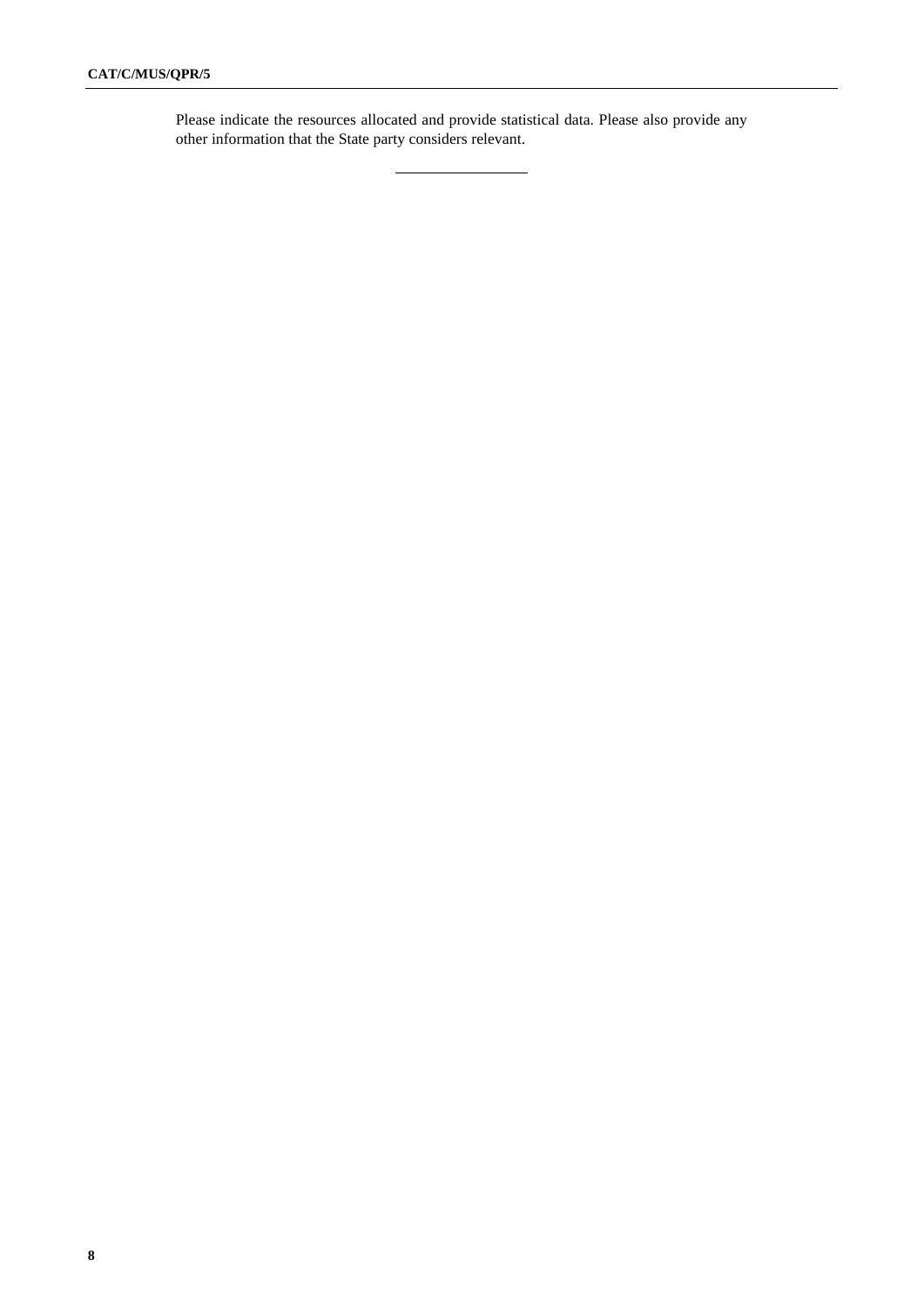Please indicate the resources allocated and provide statistical data. Please also provide any other information that the State party considers relevant.